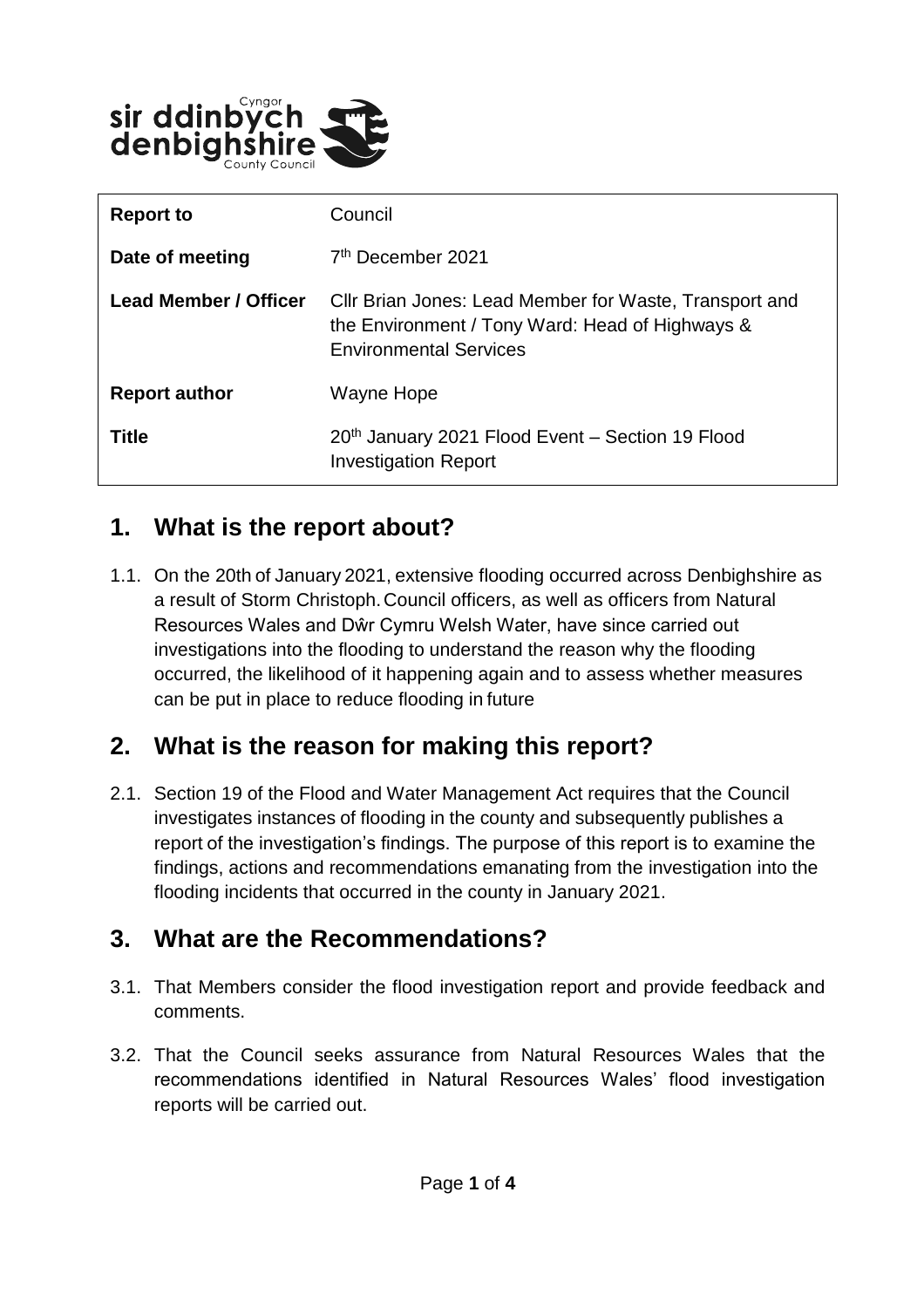| Report to | Council |
|---|---|
| Date of meeting | 7th December 2021 |
| Lead Member / Officer | Cllr Brian Jones: Lead Member for Waste, Transport and the Environment / Tony Ward: Head of Highways & Environmental Services |
| Report author | Wayne Hope |
| Title | 20th January 2021 Flood Event – Section 19 Flood Investigation Report |

## 1. What is the report about?

1.1. On the 20th of January 2021, extensive flooding occurred across Denbighshire as a result of Storm Christoph. Council officers, as well as officers from Natural Resources Wales and Dŵr Cymru Welsh Water, have since carried out investigations into the flooding to understand the reason why the flooding occurred, the likelihood of it happening again and to assess whether measures can be put in place to reduce flooding in future

## 2. What is the reason for making this report?

2.1. Section 19 of the Flood and Water Management Act requires that the Council investigates instances of flooding in the county and subsequently publishes a report of the investigation's findings. The purpose of this report is to examine the findings, actions and recommendations emanating from the investigation into the flooding incidents that occurred in the county in January 2021.

## 3. What are the Recommendations?

3.1. That Members consider the flood investigation report and provide feedback and comments.

3.2. That the Council seeks assurance from Natural Resources Wales that the recommendations identified in Natural Resources Wales' flood investigation reports will be carried out.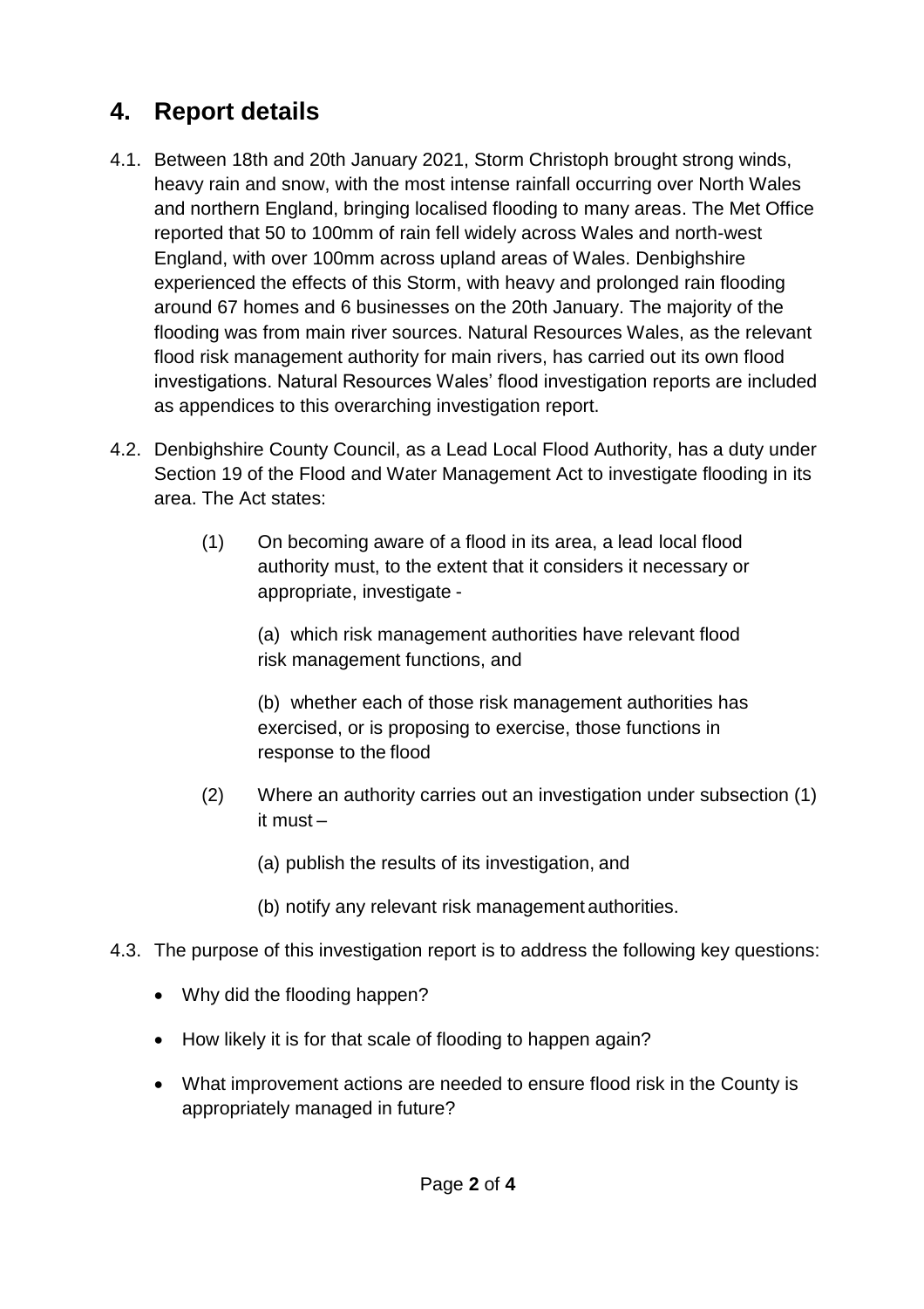## 4. Report details

4.1. Between 18th and 20th January 2021, Storm Christoph brought strong winds, heavy rain and snow, with the most intense rainfall occurring over North Wales and northern England, bringing localised flooding to many areas. The Met Office reported that 50 to 100mm of rain fell widely across Wales and north-west England, with over 100mm across upland areas of Wales. Denbighshire experienced the effects of this Storm, with heavy and prolonged rain flooding around 67 homes and 6 businesses on the 20th January. The majority of the flooding was from main river sources. Natural Resources Wales, as the relevant flood risk management authority for main rivers, has carried out its own flood investigations. Natural Resources Wales' flood investigation reports are included as appendices to this overarching investigation report.

4.2. Denbighshire County Council, as a Lead Local Flood Authority, has a duty under Section 19 of the Flood and Water Management Act to investigate flooding in its area. The Act states:

> (1) On becoming aware of a flood in its area, a lead local flood authority must, to the extent that it considers it necessary or appropriate, investigate -
>
> (a) which risk management authorities have relevant flood risk management functions, and
>
> (b) whether each of those risk management authorities has exercised, or is proposing to exercise, those functions in response to the flood
>
> (2) Where an authority carries out an investigation under subsection (1) it must –
>
> (a) publish the results of its investigation, and
>
> (b) notify any relevant risk management authorities.

4.3. The purpose of this investigation report is to address the following key questions:

- Why did the flooding happen?
- How likely it is for that scale of flooding to happen again?
- What improvement actions are needed to ensure flood risk in the County is appropriately managed in future?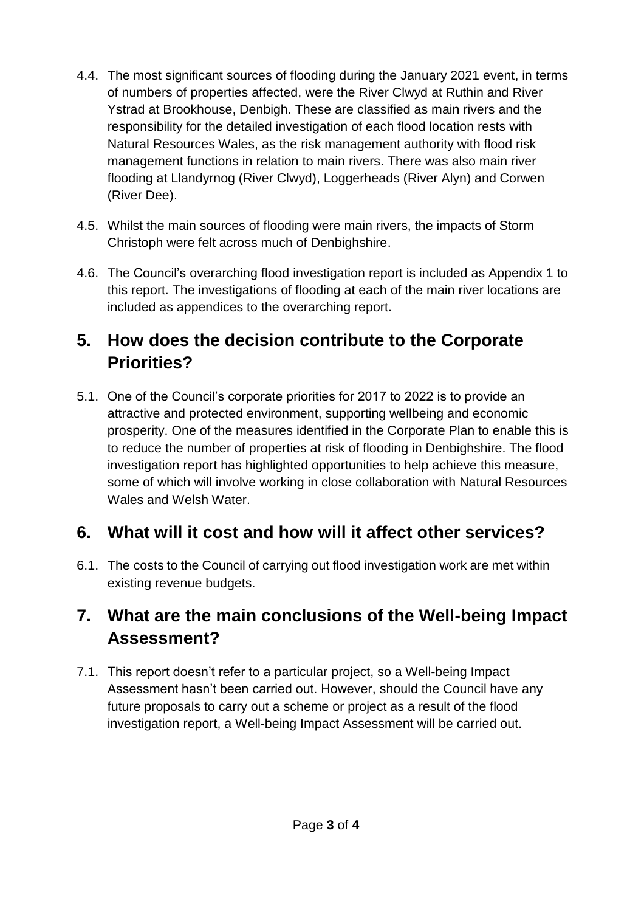4.4. The most significant sources of flooding during the January 2021 event, in terms of numbers of properties affected, were the River Clwyd at Ruthin and River Ystrad at Brookhouse, Denbigh. These are classified as main rivers and the responsibility for the detailed investigation of each flood location rests with Natural Resources Wales, as the risk management authority with flood risk management functions in relation to main rivers. There was also main river flooding at Llandyrnog (River Clwyd), Loggerheads (River Alyn) and Corwen (River Dee).

4.5. Whilst the main sources of flooding were main rivers, the impacts of Storm Christoph were felt across much of Denbighshire.

4.6. The Council's overarching flood investigation report is included as Appendix 1 to this report. The investigations of flooding at each of the main river locations are included as appendices to the overarching report.

## 5. How does the decision contribute to the Corporate Priorities?

5.1. One of the Council's corporate priorities for 2017 to 2022 is to provide an attractive and protected environment, supporting wellbeing and economic prosperity. One of the measures identified in the Corporate Plan to enable this is to reduce the number of properties at risk of flooding in Denbighshire. The flood investigation report has highlighted opportunities to help achieve this measure, some of which will involve working in close collaboration with Natural Resources Wales and Welsh Water.

## 6. What will it cost and how will it affect other services?

6.1. The costs to the Council of carrying out flood investigation work are met within existing revenue budgets.

## 7. What are the main conclusions of the Well-being Impact Assessment?

7.1. This report doesn't refer to a particular project, so a Well-being Impact Assessment hasn't been carried out. However, should the Council have any future proposals to carry out a scheme or project as a result of the flood investigation report, a Well-being Impact Assessment will be carried out.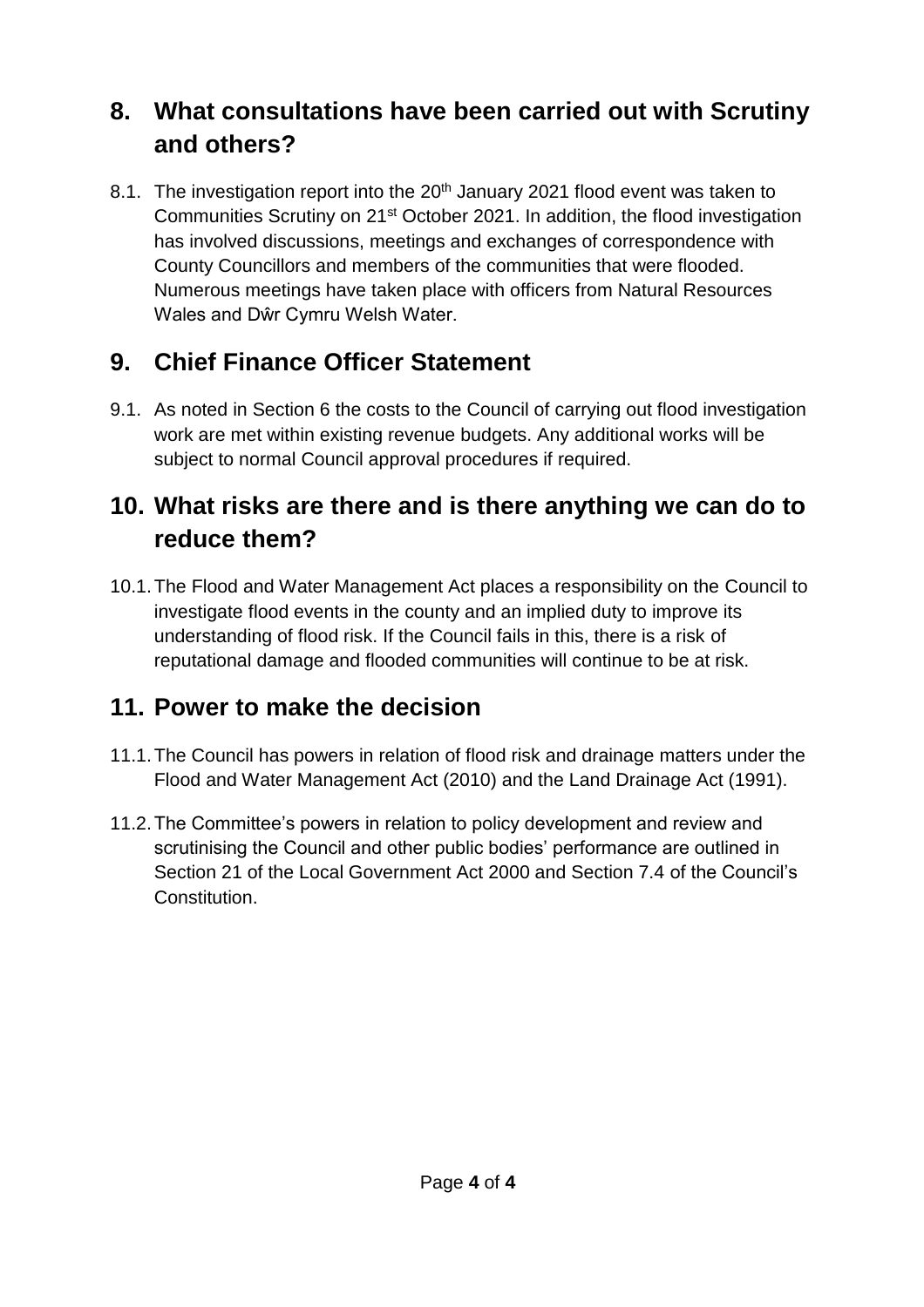## 8. What consultations have been carried out with Scrutiny and others?

8.1. The investigation report into the 20th January 2021 flood event was taken to Communities Scrutiny on 21st October 2021. In addition, the flood investigation has involved discussions, meetings and exchanges of correspondence with County Councillors and members of the communities that were flooded. Numerous meetings have taken place with officers from Natural Resources Wales and Dŵr Cymru Welsh Water.

## 9. Chief Finance Officer Statement

9.1. As noted in Section 6 the costs to the Council of carrying out flood investigation work are met within existing revenue budgets. Any additional works will be subject to normal Council approval procedures if required.

## 10. What risks are there and is there anything we can do to reduce them?

10.1. The Flood and Water Management Act places a responsibility on the Council to investigate flood events in the county and an implied duty to improve its understanding of flood risk. If the Council fails in this, there is a risk of reputational damage and flooded communities will continue to be at risk.

## 11. Power to make the decision

11.1. The Council has powers in relation of flood risk and drainage matters under the Flood and Water Management Act (2010) and the Land Drainage Act (1991).

11.2. The Committee's powers in relation to policy development and review and scrutinising the Council and other public bodies' performance are outlined in Section 21 of the Local Government Act 2000 and Section 7.4 of the Council's Constitution.